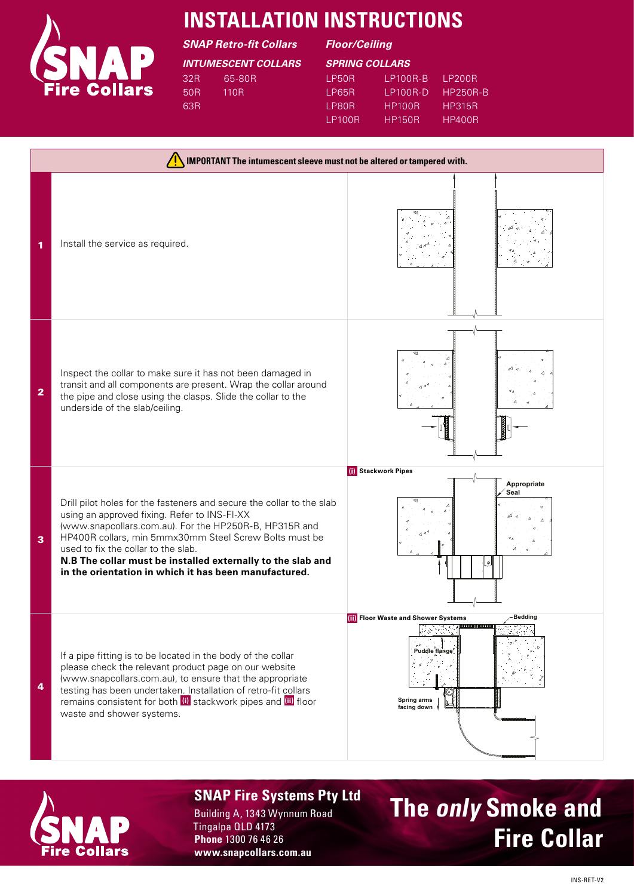SNAP Fire Collars

# INSTALLATION INSTRUCTIONS

***SNAP Retro-fit Collars*** ***Floor/Ceiling***

| ***INTUMESCENT COLLARS*** | | ***SPRING COLLARS*** | | |
|---|---|---|---|---|
| 32R | 65-80R | LP50R | LP100R-B | LP200R |
| 50R | 110R | LP65R | LP100R-D | HP250R-B |
| 63R | | LP80R | HP100R | HP315R |
| | | LP100R | HP150R | HP400R |

⚠ **IMPORTANT The intumescent sleeve must not be altered or tampered with.**

**1** Install the service as required.

**2** Inspect the collar to make sure it has not been damaged in transit and all components are present. Wrap the collar around the pipe and close using the clasps. Slide the collar to the underside of the slab/ceiling.

**3** Drill pilot holes for the fasteners and secure the collar to the slab using an approved fixing. Refer to INS-FI-XX (www.snapcollars.com.au). For the HP250R-B, HP315R and HP400R collars, min 5mmx30mm Steel Screw Bolts must be used to fix the collar to the slab.
**N.B The collar must be installed externally to the slab and in the orientation in which it has been manufactured.**

**(i)** Stackwork Pipes

Appropriate Seal

**4** If a pipe fitting is to be located in the body of the collar please check the relevant product page on our website (www.snapcollars.com.au), to ensure that the appropriate testing has been undertaken. Installation of retro-fit collars remains consistent for both **(i)** stackwork pipes and **(ii)** floor waste and shower systems.

**(ii)** Floor Waste and Shower Systems

Bedding

Puddle flange

Spring arms facing down

**SNAP Fire Systems Pty Ltd**
Building A, 1343 Wynnum Road
Tingalpa QLD 4173
**Phone** 1300 76 46 26
**www.snapcollars.com.au**

**The *only* Smoke and Fire Collar**

INS-RET-V2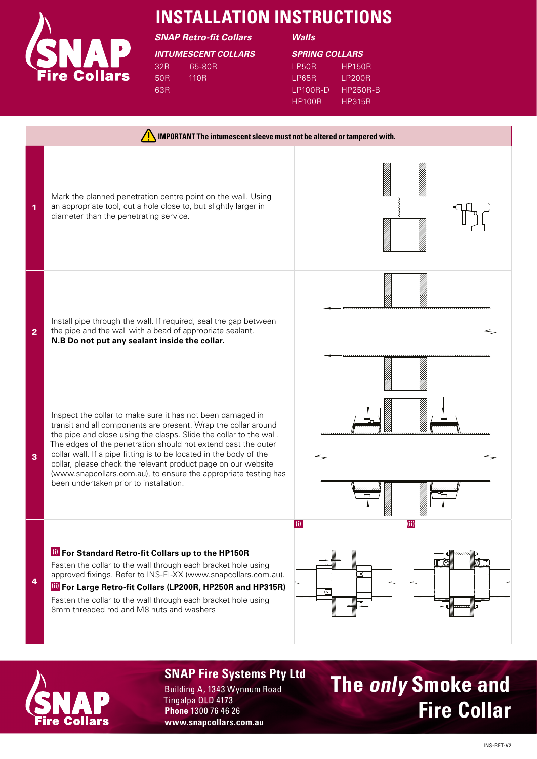# INSTALLATION INSTRUCTIONS

***SNAP Retro-fit Collars*** — ***Walls***

| ***INTUMESCENT COLLARS*** | | ***SPRING COLLARS*** | |
|---|---|---|---|
| 32R | 65-80R | LP50R | HP150R |
| 50R | 110R | LP65R | LP200R |
| 63R | | LP100R-D | HP250R-B |
| | | HP100R | HP315R |

⚠ **IMPORTANT The intumescent sleeve must not be altered or tampered with.**

**1** Mark the planned penetration centre point on the wall. Using an appropriate tool, cut a hole close to, but slightly larger in diameter than the penetrating service.

**2** Install pipe through the wall. If required, seal the gap between the pipe and the wall with a bead of appropriate sealant.
**N.B Do not put any sealant inside the collar.**

**3** Inspect the collar to make sure it has not been damaged in transit and all components are present. Wrap the collar around the pipe and close using the clasps. Slide the collar to the wall. The edges of the penetration should not extend past the outer collar wall. If a pipe fitting is to be located in the body of the collar, please check the relevant product page on our website (www.snapcollars.com.au), to ensure the appropriate testing has been undertaken prior to installation.

**4**
**(i) For Standard Retro-fit Collars up to the HP150R**
Fasten the collar to the wall through each bracket hole using approved fixings. Refer to INS-FI-XX (www.snapcollars.com.au).

**(ii) For Large Retro-fit Collars (LP200R, HP250R and HP315R)**
Fasten the collar to the wall through each bracket hole using 8mm threaded rod and M8 nuts and washers

**SNAP Fire Systems Pty Ltd**
Building A, 1343 Wynnum Road
Tingalpa QLD 4173
**Phone** 1300 76 46 26
**www.snapcollars.com.au**

**The *only* Smoke and Fire Collar**

INS-RET-V2